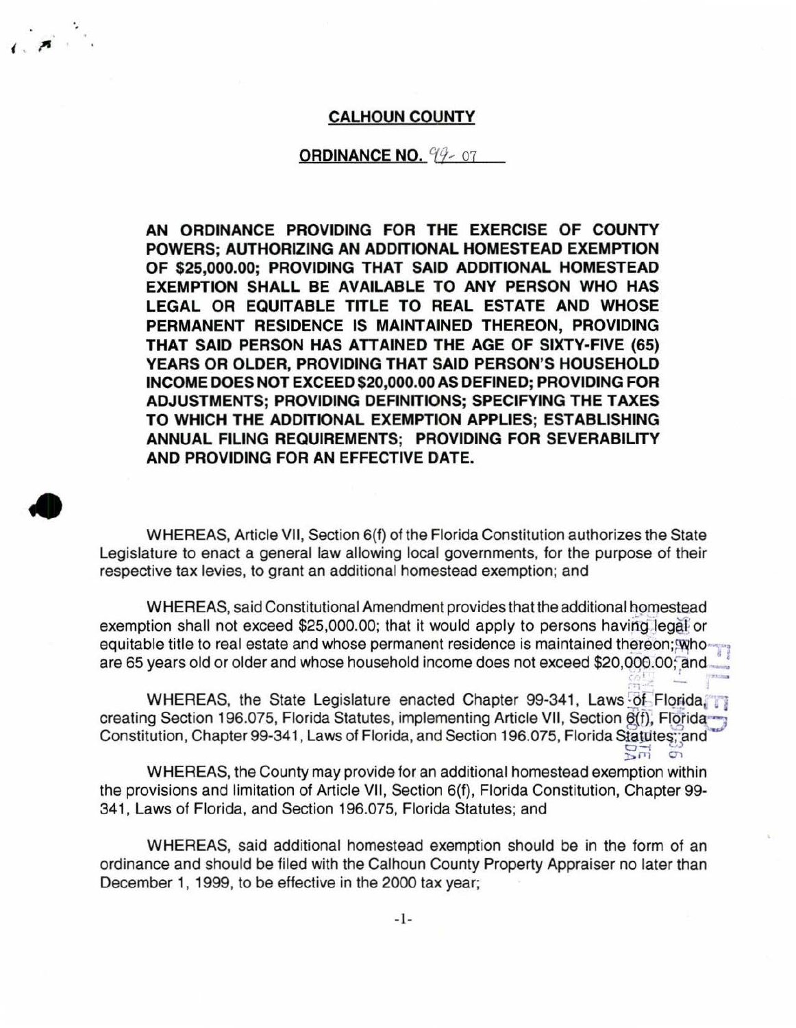**CALHOUN COUNTY**

**ORDINANCE NO. 99-07**

**AN ORDINANCE PROVIDING FOR THE EXERCISE OF COUNTY POWERS; AUTHORIZING AN ADDITIONAL HOMESTEAD EXEMPTION OF $25,000.00; PROVIDING THAT SAID ADDITIONAL HOMESTEAD EXEMPTION SHALL BE AVAILABLE TO ANY PERSON WHO HAS LEGAL OR EQUITABLE TITLE TO REAL ESTATE AND WHOSE PERMANENT RESIDENCE IS MAINTAINED THEREON, PROVIDING THAT SAID PERSON HAS ATTAINED THE AGE OF SIXTY-FIVE (65) YEARS OR OLDER, PROVIDING THAT SAID PERSON'S HOUSEHOLD INCOME DOES NOT EXCEED $20,000.00 AS DEFINED; PROVIDING FOR ADJUSTMENTS; PROVIDING DEFINITIONS; SPECIFYING THE TAXES TO WHICH THE ADDITIONAL EXEMPTION APPLIES; ESTABLISHING ANNUAL FILING REQUIREMENTS; PROVIDING FOR SEVERABILITY AND PROVIDING FOR AN EFFECTIVE DATE.**

WHEREAS, Article VII, Section 6(f) of the Florida Constitution authorizes the State Legislature to enact a general law allowing local governments, for the purpose of their respective tax levies, to grant an additional homestead exemption; and

WHEREAS, said Constitutional Amendment provides that the additional homestead exemption shall not exceed $25,000.00; that it would apply to persons having legal or equitable title to real estate and whose permanent residence is maintained thereon; who are 65 years old or older and whose household income does not exceed $20,000.00; and

WHEREAS, the State Legislature enacted Chapter 99-341, Laws of Florida, creating Section 196.075, Florida Statutes, implementing Article VII, Section 6(f), Florida Constitution, Chapter 99-341, Laws of Florida, and Section 196.075, Florida Statutes; and

WHEREAS, the County may provide for an additional homestead exemption within the provisions and limitation of Article VII, Section 6(f), Florida Constitution, Chapter 99-341, Laws of Florida, and Section 196.075, Florida Statutes; and

WHEREAS, said additional homestead exemption should be in the form of an ordinance and should be filed with the Calhoun County Property Appraiser no later than December 1, 1999, to be effective in the 2000 tax year;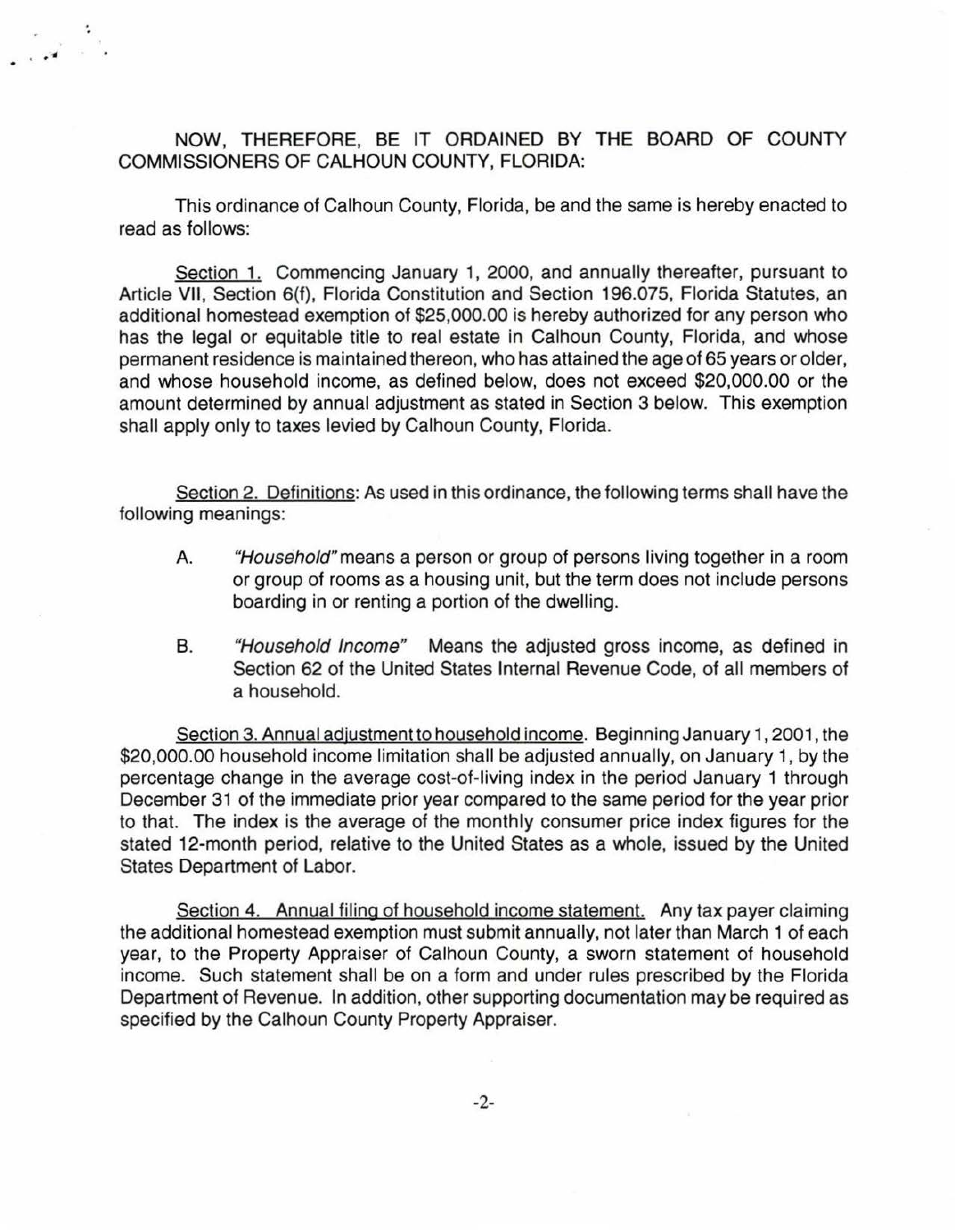NOW, THEREFORE, BE IT ORDAINED BY THE BOARD OF COUNTY COMMISSIONERS OF CALHOUN COUNTY, FLORIDA:

This ordinance of Calhoun County, Florida, be and the same is hereby enacted to read as follows:

Section 1. Commencing January 1, 2000, and annually thereafter, pursuant to Article VII, Section 6(f), Florida Constitution and Section 196.075, Florida Statutes, an additional homestead exemption of $25,000.00 is hereby authorized for any person who has the legal or equitable title to real estate in Calhoun County, Florida, and whose permanent residence is maintained thereon, who has attained the age of 65 years or older, and whose household income, as defined below, does not exceed $20,000.00 or the amount determined by annual adjustment as stated in Section 3 below. This exemption shall apply only to taxes levied by Calhoun County, Florida.

Section 2. Definitions: As used in this ordinance, the following terms shall have the following meanings:

A. *"Household"* means a person or group of persons living together in a room or group of rooms as a housing unit, but the term does not include persons boarding in or renting a portion of the dwelling.

B. *"Household Income"* Means the adjusted gross income, as defined in Section 62 of the United States Internal Revenue Code, of all members of a household.

Section 3. Annual adjustment to household income. Beginning January 1, 2001, the $20,000.00 household income limitation shall be adjusted annually, on January 1, by the percentage change in the average cost-of-living index in the period January 1 through December 31 of the immediate prior year compared to the same period for the year prior to that. The index is the average of the monthly consumer price index figures for the stated 12-month period, relative to the United States as a whole, issued by the United States Department of Labor.

Section 4. Annual filing of household income statement. Any tax payer claiming the additional homestead exemption must submit annually, not later than March 1 of each year, to the Property Appraiser of Calhoun County, a sworn statement of household income. Such statement shall be on a form and under rules prescribed by the Florida Department of Revenue. In addition, other supporting documentation may be required as specified by the Calhoun County Property Appraiser.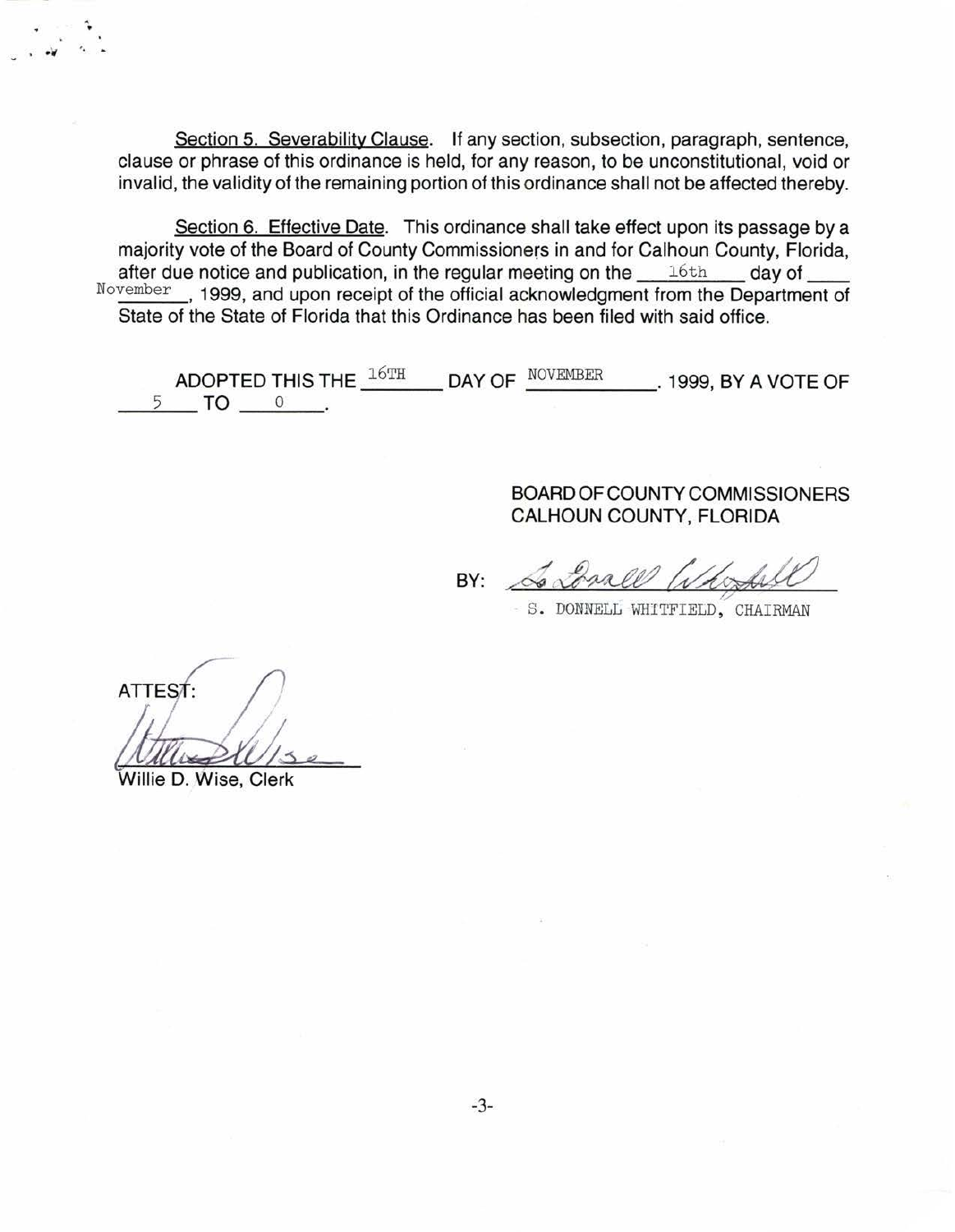Section 5. Severability Clause. If any section, subsection, paragraph, sentence, clause or phrase of this ordinance is held, for any reason, to be unconstitutional, void or invalid, the validity of the remaining portion of this ordinance shall not be affected thereby.

Section 6. Effective Date. This ordinance shall take effect upon its passage by a majority vote of the Board of County Commissioners in and for Calhoun County, Florida, after due notice and publication, in the regular meeting on the 16th day of November, 1999, and upon receipt of the official acknowledgment from the Department of State of the State of Florida that this Ordinance has been filed with said office.

ADOPTED THIS THE 16TH DAY OF NOVEMBER. 1999, BY A VOTE OF 5 TO 0.

BOARD OF COUNTY COMMISSIONERS
CALHOUN COUNTY, FLORIDA

BY: S. Donell Whitfield

S. DONNELL WHITFIELD, CHAIRMAN

ATTEST:

Willie D. Wise

Willie D. Wise, Clerk